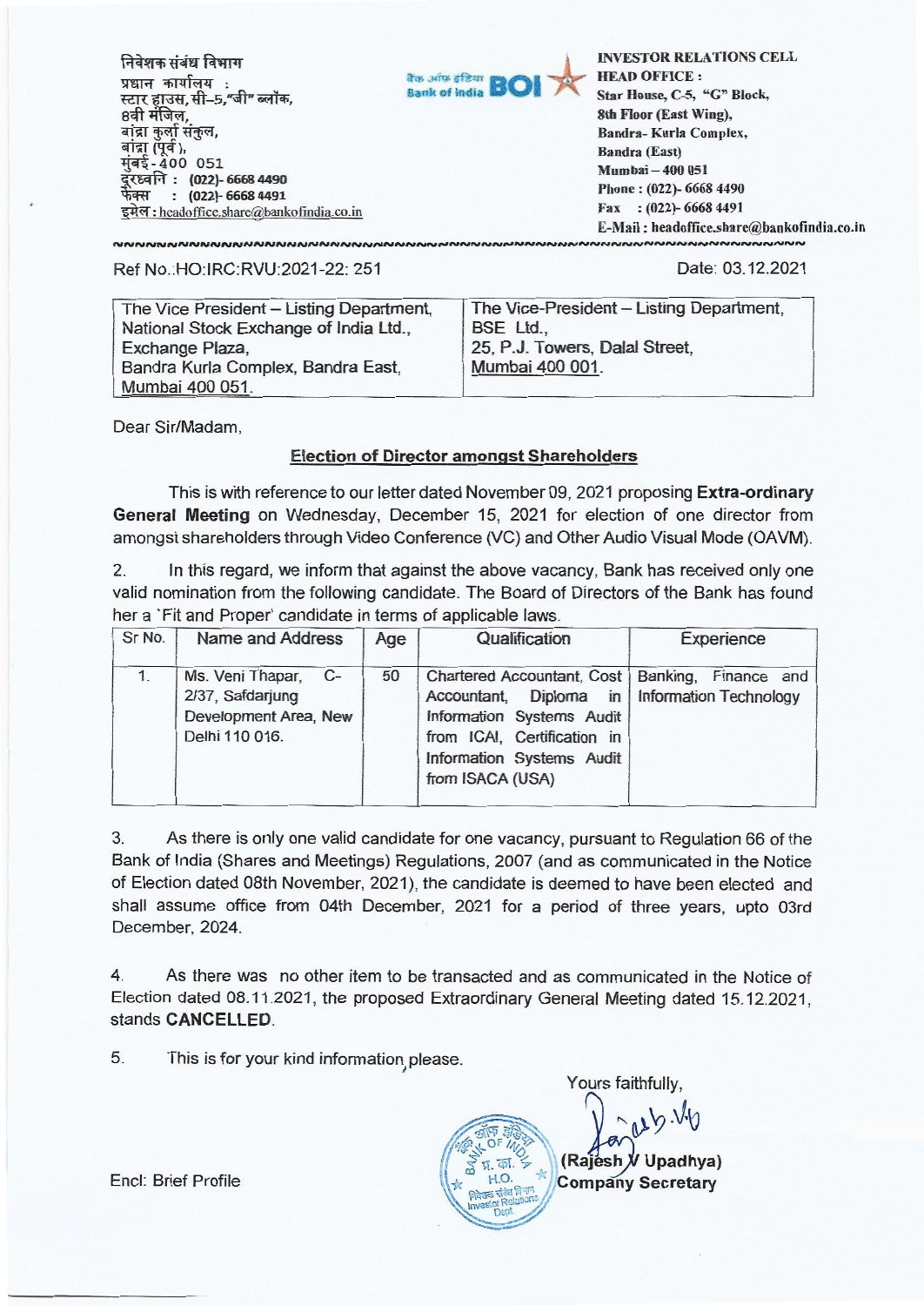निवेशक संबंध विभाग
प्रधान कार्यालय :
स्टार हाउस, सी–5,"जी" ब्लॉक,
8वी मंजिल,
बांद्रा कुर्ला संकुल,
बांद्रा (पूर्व),
मुंबई - 400 051
दूरध्वनि : (022)- 6668 4490
फेक्स : (022)- 6668 4491
इमेल : headoffice.share@bankofindia.co.in

बैंक ऑफ इंडिया Bank of India BOI

**INVESTOR RELATIONS CELL**
**HEAD OFFICE :**
**Star House, C-5, "G" Block,**
**8th Floor (East Wing),**
**Bandra- Kurla Complex,**
**Bandra (East)**
**Mumbai – 400 051**
**Phone : (022)- 6668 4490**
**Fax : (022)- 6668 4491**
**E-Mail : headoffice.share@bankofindia.co.in**

Ref No.:HO:IRC:RVU:2021-22: 251

Date: 03.12.2021

| The Vice President – Listing Department, National Stock Exchange of India Ltd., Exchange Plaza, Bandra Kurla Complex, Bandra East, Mumbai 400 051. | The Vice-President – Listing Department, BSE Ltd., 25, P.J. Towers, Dalal Street, Mumbai 400 001. |
|---|---|

Dear Sir/Madam,

**Election of Director amongst Shareholders**

This is with reference to our letter dated November 09, 2021 proposing **Extra-ordinary General Meeting** on Wednesday, December 15, 2021 for election of one director from amongst shareholders through Video Conference (VC) and Other Audio Visual Mode (OAVM).

2. In this regard, we inform that against the above vacancy, Bank has received only one valid nomination from the following candidate. The Board of Directors of the Bank has found her a 'Fit and Proper' candidate in terms of applicable laws.

| Sr No. | Name and Address | Age | Qualification | Experience |
|---|---|---|---|---|
| 1. | Ms. Veni Thapar, C-2/37, Safdarjung Development Area, New Delhi 110 016. | 50 | Chartered Accountant, Cost Accountant, Diploma in Information Systems Audit from ICAI, Certification in Information Systems Audit from ISACA (USA) | Banking, Finance and Information Technology |

3. As there is only one valid candidate for one vacancy, pursuant to Regulation 66 of the Bank of India (Shares and Meetings) Regulations, 2007 (and as communicated in the Notice of Election dated 08th November, 2021), the candidate is deemed to have been elected and shall assume office from 04th December, 2021 for a period of three years, upto 03rd December, 2024.

4. As there was no other item to be transacted and as communicated in the Notice of Election dated 08.11.2021, the proposed Extraordinary General Meeting dated 15.12.2021, stands **CANCELLED**.

5. This is for your kind information please.

Yours faithfully,

**(Rajesh V Upadhya)**
**Company Secretary**

Encl: Brief Profile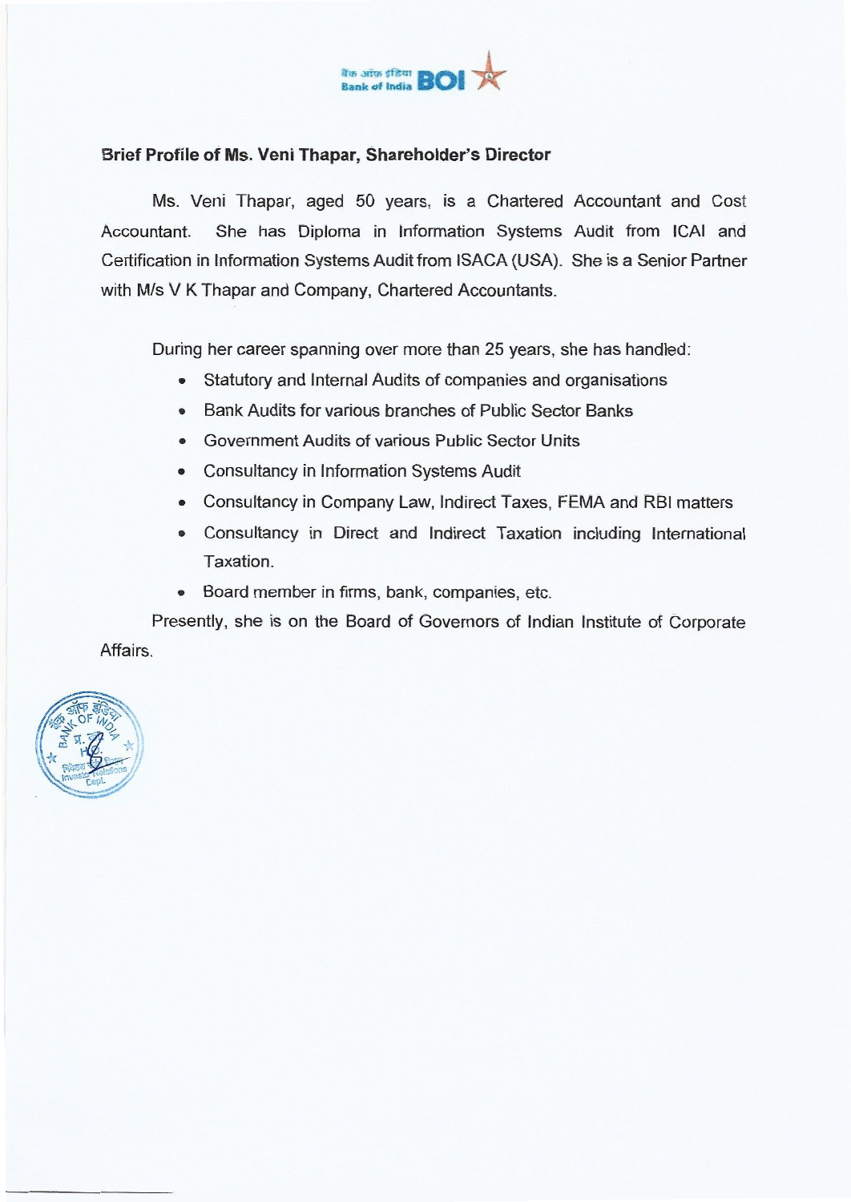**Brief Profile of Ms. Veni Thapar, Shareholder's Director**

Ms. Veni Thapar, aged 50 years, is a Chartered Accountant and Cost Accountant. She has Diploma in Information Systems Audit from ICAI and Certification in Information Systems Audit from ISACA (USA). She is a Senior Partner with M/s V K Thapar and Company, Chartered Accountants.

During her career spanning over more than 25 years, she has handled:

- Statutory and Internal Audits of companies and organisations
- Bank Audits for various branches of Public Sector Banks
- Government Audits of various Public Sector Units
- Consultancy in Information Systems Audit
- Consultancy in Company Law, Indirect Taxes, FEMA and RBI matters
- Consultancy in Direct and Indirect Taxation including International Taxation.
- Board member in firms, bank, companies, etc.

Presently, she is on the Board of Governors of Indian Institute of Corporate Affairs.